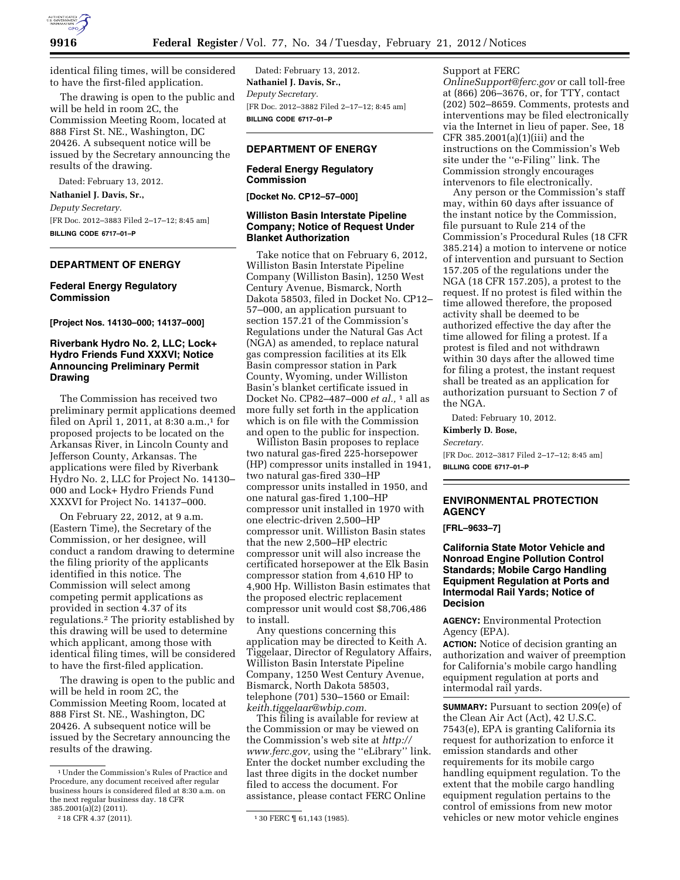identical filing times, will be considered to have the first-filed application.

The drawing is open to the public and will be held in room 2C, the Commission Meeting Room, located at 888 First St. NE., Washington, DC 20426. A subsequent notice will be issued by the Secretary announcing the results of the drawing.

Dated: February 13, 2012.

**Nathaniel J. Davis, Sr.,**

*Deputy Secretary.*

[FR Doc. 2012–3883 Filed 2–17–12; 8:45 am]

**BILLING CODE 6717–01–P**

## DEPARTMENT OF ENERGY

### Federal Energy Regulatory Commission

**[Project Nos. 14130–000; 14137–000]**

### Riverbank Hydro No. 2, LLC; Lock+ Hydro Friends Fund XXXVI; Notice Announcing Preliminary Permit Drawing

The Commission has received two preliminary permit applications deemed filed on April 1, 2011, at 8:30 a.m.,[1] for proposed projects to be located on the Arkansas River, in Lincoln County and Jefferson County, Arkansas. The applications were filed by Riverbank Hydro No. 2, LLC for Project No. 14130–000 and Lock+ Hydro Friends Fund XXXVI for Project No. 14137–000.

On February 22, 2012, at 9 a.m. (Eastern Time), the Secretary of the Commission, or her designee, will conduct a random drawing to determine the filing priority of the applicants identified in this notice. The Commission will select among competing permit applications as provided in section 4.37 of its regulations.[2] The priority established by this drawing will be used to determine which applicant, among those with identical filing times, will be considered to have the first-filed application.

The drawing is open to the public and will be held in room 2C, the Commission Meeting Room, located at 888 First St. NE., Washington, DC 20426. A subsequent notice will be issued by the Secretary announcing the results of the drawing.

[1] Under the Commission's Rules of Practice and Procedure, any document received after regular business hours is considered filed at 8:30 a.m. on the next regular business day. 18 CFR 385.2001(a)(2) (2011).

[2] 18 CFR 4.37 (2011).

Dated: February 13, 2012.

**Nathaniel J. Davis, Sr.,**

*Deputy Secretary.*

[FR Doc. 2012–3882 Filed 2–17–12; 8:45 am]

**BILLING CODE 6717–01–P**

## DEPARTMENT OF ENERGY

### Federal Energy Regulatory Commission

**[Docket No. CP12–57–000]**

### Williston Basin Interstate Pipeline Company; Notice of Request Under Blanket Authorization

Take notice that on February 6, 2012, Williston Basin Interstate Pipeline Company (Williston Basin), 1250 West Century Avenue, Bismarck, North Dakota 58503, filed in Docket No. CP12–57–000, an application pursuant to section 157.21 of the Commission's Regulations under the Natural Gas Act (NGA) as amended, to replace natural gas compression facilities at its Elk Basin compressor station in Park County, Wyoming, under Williston Basin's blanket certificate issued in Docket No. CP82–487–000 *et al.,* [1] all as more fully set forth in the application which is on file with the Commission and open to the public for inspection.

Williston Basin proposes to replace two natural gas-fired 225-horsepower (HP) compressor units installed in 1941, two natural gas-fired 330–HP compressor units installed in 1950, and one natural gas-fired 1,100–HP compressor unit installed in 1970 with one electric-driven 2,500–HP compressor unit. Williston Basin states that the new 2,500–HP electric compressor unit will also increase the certificated horsepower at the Elk Basin compressor station from 4,610 HP to 4,900 Hp. Williston Basin estimates that the proposed electric replacement compressor unit would cost $8,706,486 to install.

Any questions concerning this application may be directed to Keith A. Tiggelaar, Director of Regulatory Affairs, Williston Basin Interstate Pipeline Company, 1250 West Century Avenue, Bismarck, North Dakota 58503, telephone (701) 530–1560 or Email: *keith.tiggelaar@wbip.com*.

This filing is available for review at the Commission or may be viewed on the Commission's web site at *http://www.ferc.gov,* using the ''eLibrary'' link. Enter the docket number excluding the last three digits in the docket number filed to access the document. For assistance, please contact FERC Online Support at FERC *OnlineSupport@ferc.gov* or call toll-free at (866) 206–3676, or, for TTY, contact (202) 502–8659. Comments, protests and interventions may be filed electronically via the Internet in lieu of paper. See, 18 CFR 385.2001(a)(1)(iii) and the instructions on the Commission's Web site under the ''e-Filing'' link. The Commission strongly encourages intervenors to file electronically.

[1] 30 FERC ¶ 61,143 (1985).

Any person or the Commission's staff may, within 60 days after issuance of the instant notice by the Commission, file pursuant to Rule 214 of the Commission's Procedural Rules (18 CFR 385.214) a motion to intervene or notice of intervention and pursuant to Section 157.205 of the regulations under the NGA (18 CFR 157.205), a protest to the request. If no protest is filed within the time allowed therefore, the proposed activity shall be deemed to be authorized effective the day after the time allowed for filing a protest. If a protest is filed and not withdrawn within 30 days after the allowed time for filing a protest, the instant request shall be treated as an application for authorization pursuant to Section 7 of the NGA.

Dated: February 10, 2012.

**Kimberly D. Bose,**

*Secretary.*

[FR Doc. 2012–3817 Filed 2–17–12; 8:45 am]

**BILLING CODE 6717–01–P**

## ENVIRONMENTAL PROTECTION AGENCY

**[FRL–9633–7]**

### California State Motor Vehicle and Nonroad Engine Pollution Control Standards; Mobile Cargo Handling Equipment Regulation at Ports and Intermodal Rail Yards; Notice of Decision

**AGENCY:** Environmental Protection Agency (EPA).

**ACTION:** Notice of decision granting an authorization and waiver of preemption for California's mobile cargo handling equipment regulation at ports and intermodal rail yards.

**SUMMARY:** Pursuant to section 209(e) of the Clean Air Act (Act), 42 U.S.C. 7543(e), EPA is granting California its request for authorization to enforce it emission standards and other requirements for its mobile cargo handling equipment regulation. To the extent that the mobile cargo handling equipment regulation pertains to the control of emissions from new motor vehicles or new motor vehicle engines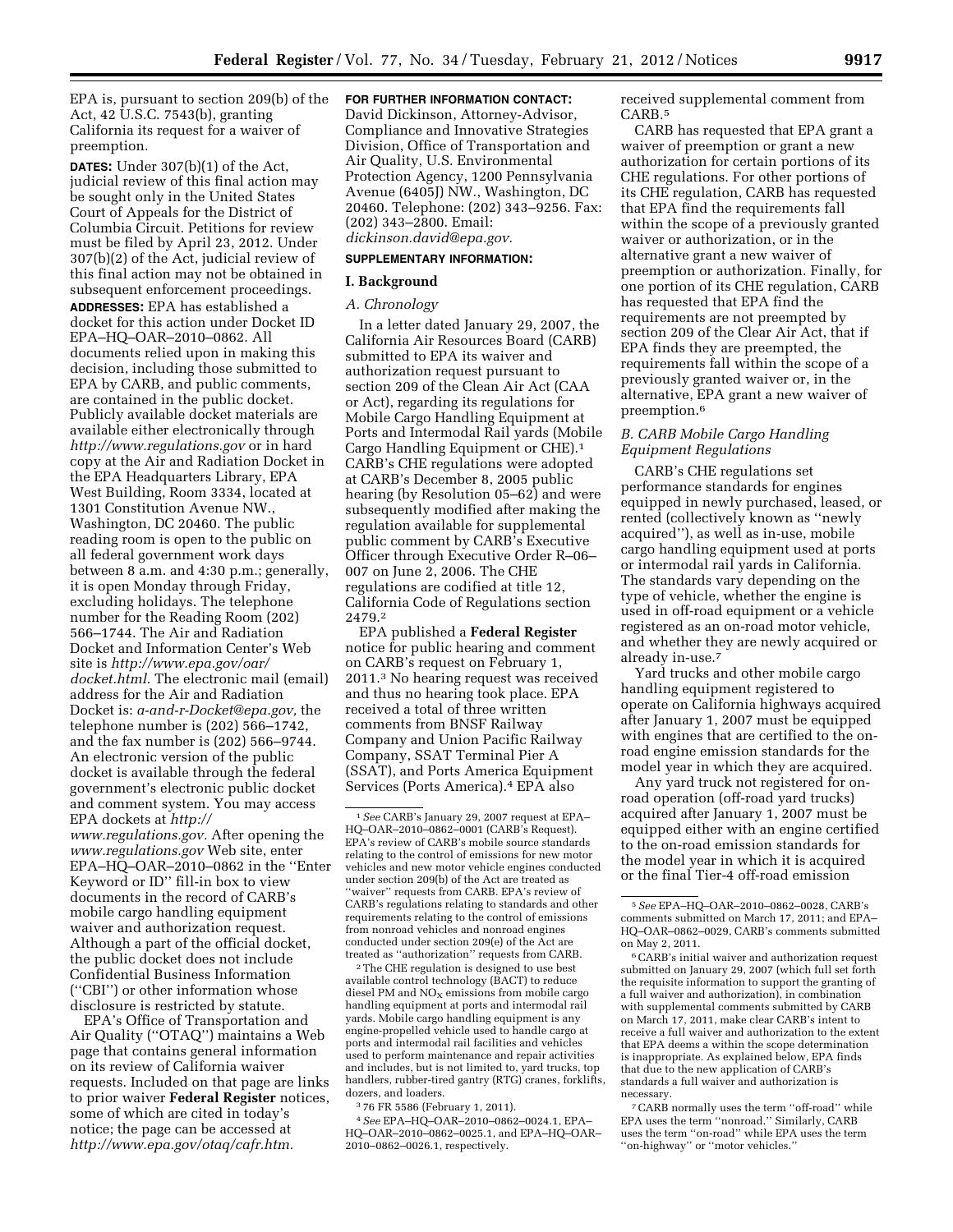EPA is, pursuant to section 209(b) of the Act, 42 U.S.C. 7543(b), granting California its request for a waiver of preemption.

**DATES:** Under 307(b)(1) of the Act, judicial review of this final action may be sought only in the United States Court of Appeals for the District of Columbia Circuit. Petitions for review must be filed by April 23, 2012. Under 307(b)(2) of the Act, judicial review of this final action may not be obtained in subsequent enforcement proceedings.

**ADDRESSES:** EPA has established a docket for this action under Docket ID EPA–HQ–OAR–2010–0862. All documents relied upon in making this decision, including those submitted to EPA by CARB, and public comments, are contained in the public docket. Publicly available docket materials are available either electronically through *http://www.regulations.gov* or in hard copy at the Air and Radiation Docket in the EPA Headquarters Library, EPA West Building, Room 3334, located at 1301 Constitution Avenue NW., Washington, DC 20460. The public reading room is open to the public on all federal government work days between 8 a.m. and 4:30 p.m.; generally, it is open Monday through Friday, excluding holidays. The telephone number for the Reading Room (202) 566–1744. The Air and Radiation Docket and Information Center's Web site is *http://www.epa.gov/oar/docket.html.* The electronic mail (email) address for the Air and Radiation Docket is: *a-and-r-Docket@epa.gov,* the telephone number is (202) 566–1742, and the fax number is (202) 566–9744. An electronic version of the public docket is available through the federal government's electronic public docket and comment system. You may access EPA dockets at *http://www.regulations.gov.* After opening the *www.regulations.gov* Web site, enter EPA–HQ–OAR–2010–0862 in the ''Enter Keyword or ID'' fill-in box to view documents in the record of CARB's mobile cargo handling equipment waiver and authorization request. Although a part of the official docket, the public docket does not include Confidential Business Information (''CBI'') or other information whose disclosure is restricted by statute.

EPA's Office of Transportation and Air Quality (''OTAQ'') maintains a Web page that contains general information on its review of California waiver requests. Included on that page are links to prior waiver **Federal Register** notices, some of which are cited in today's notice; the page can be accessed at *http://www.epa.gov/otaq/cafr.htm.*

**FOR FURTHER INFORMATION CONTACT:** David Dickinson, Attorney-Advisor, Compliance and Innovative Strategies Division, Office of Transportation and Air Quality, U.S. Environmental Protection Agency, 1200 Pennsylvania Avenue (6405J) NW., Washington, DC 20460. Telephone: (202) 343–9256. Fax: (202) 343–2800. Email: *dickinson.david@epa.gov.*

**SUPPLEMENTARY INFORMATION:**

## I. Background

### A. Chronology

In a letter dated January 29, 2007, the California Air Resources Board (CARB) submitted to EPA its waiver and authorization request pursuant to section 209 of the Clean Air Act (CAA or Act), regarding its regulations for Mobile Cargo Handling Equipment at Ports and Intermodal Rail yards (Mobile Cargo Handling Equipment or CHE).[1] CARB's CHE regulations were adopted at CARB's December 8, 2005 public hearing (by Resolution 05–62) and were subsequently modified after making the regulation available for supplemental public comment by CARB's Executive Officer through Executive Order R–06–007 on June 2, 2006. The CHE regulations are codified at title 12, California Code of Regulations section 2479.[2]

EPA published a **Federal Register** notice for public hearing and comment on CARB's request on February 1, 2011.[3] No hearing request was received and thus no hearing took place. EPA received a total of three written comments from BNSF Railway Company and Union Pacific Railway Company, SSAT Terminal Pier A (SSAT), and Ports America Equipment Services (Ports America).[4] EPA also received supplemental comment from CARB.[5]

CARB has requested that EPA grant a waiver of preemption or grant a new authorization for certain portions of its CHE regulations. For other portions of its CHE regulation, CARB has requested that EPA find the requirements fall within the scope of a previously granted waiver or authorization, or in the alternative grant a new waiver of preemption or authorization. Finally, for one portion of its CHE regulation, CARB has requested that EPA find the requirements are not preempted by section 209 of the Clean Air Act, that if EPA finds they are preempted, the requirements fall within the scope of a previously granted waiver or, in the alternative, EPA grant a new waiver of preemption.[6]

### B. CARB Mobile Cargo Handling Equipment Regulations

CARB's CHE regulations set performance standards for engines equipped in newly purchased, leased, or rented (collectively known as ''newly acquired''), as well as in-use, mobile cargo handling equipment used at ports or intermodal rail yards in California. The standards vary depending on the type of vehicle, whether the engine is used in off-road equipment or a vehicle registered as an on-road motor vehicle, and whether they are newly acquired or already in-use.[7]

Yard trucks and other mobile cargo handling equipment registered to operate on California highways acquired after January 1, 2007 must be equipped with engines that are certified to the on-road engine emission standards for the model year in which they are acquired.

Any yard truck not registered for on-road operation (off-road yard trucks) acquired after January 1, 2007 must be equipped either with an engine certified to the on-road emission standards for the model year in which it is acquired or the final Tier-4 off-road emission

---

[1] *See* CARB's January 29, 2007 request at EPA–HQ–OAR–2010–0862–0001 (CARB's Request). EPA's review of CARB's mobile source standards relating to the control of emissions for new motor vehicles and new motor vehicle engines conducted under section 209(b) of the Act are treated as ''waiver'' requests from CARB. EPA's review of CARB's regulations relating to standards and other requirements relating to the control of emissions from nonroad vehicles and nonroad engines conducted under section 209(e) of the Act are treated as ''authorization'' requests from CARB.

[2] The CHE regulation is designed to use best available control technology (BACT) to reduce diesel PM and $NO_X$ emissions from mobile cargo handling equipment at ports and intermodal rail yards. Mobile cargo handling equipment is any engine-propelled vehicle used to handle cargo at ports and intermodal rail facilities and vehicles used to perform maintenance and repair activities and includes, but is not limited to, yard trucks, top handlers, rubber-tired gantry (RTG) cranes, forklifts, dozers, and loaders.

[3] 76 FR 5586 (February 1, 2011).

[4] *See* EPA–HQ–OAR–2010–0862–0024.1, EPA–HQ–OAR–2010–0862–0025.1, and EPA–HQ–OAR–2010–0862–0026.1, respectively.

[5] *See* EPA–HQ–OAR–2010–0862–0028, CARB's comments submitted on March 17, 2011; and EPA–HQ–OAR–0862–0029, CARB's comments submitted on May 2, 2011.

[6] CARB's initial waiver and authorization request submitted on January 29, 2007 (which full set forth the requisite information to support the granting of a full waiver and authorization), in combination with supplemental comments submitted by CARB on March 17, 2011, make clear CARB's intent to receive a full waiver and authorization to the extent that EPA deems a within the scope determination is inappropriate. As explained below, EPA finds that due to the new application of CARB's standards a full waiver and authorization is necessary.

[7] CARB normally uses the term ''off-road'' while EPA uses the term ''nonroad.'' Similarly, CARB uses the term ''on-road'' while EPA uses the term ''on-highway'' or ''motor vehicles.''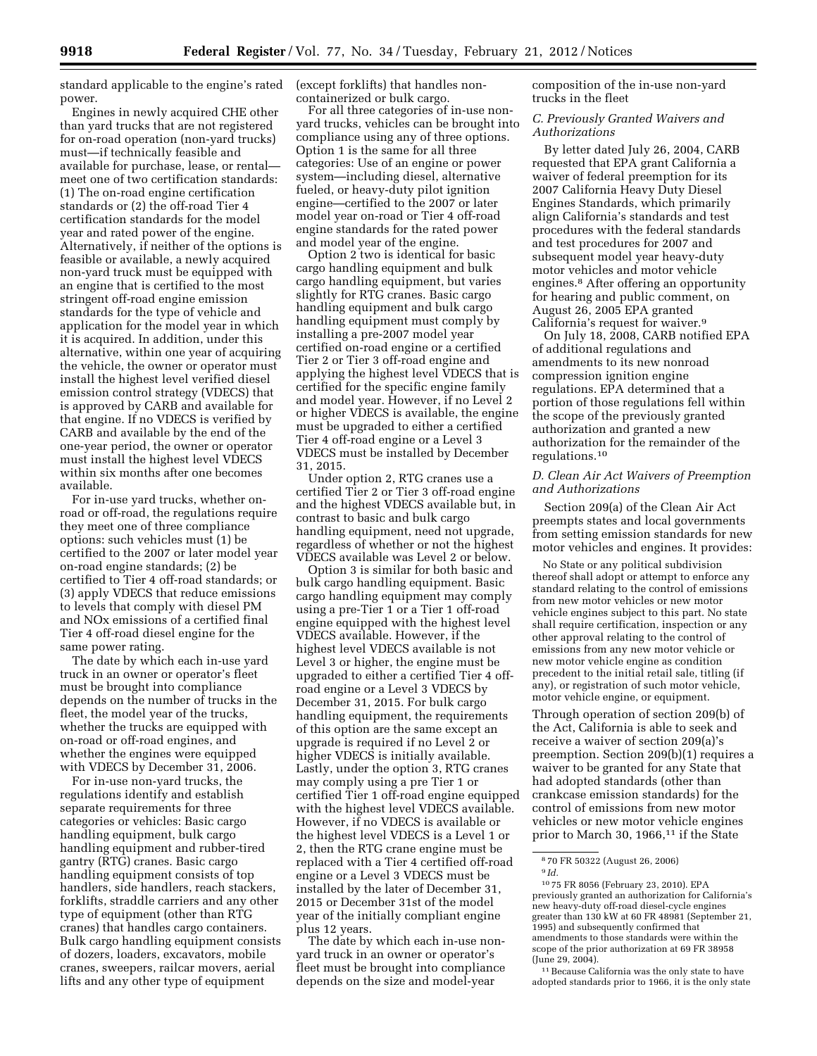standard applicable to the engine's rated power.

Engines in newly acquired CHE other than yard trucks that are not registered for on-road operation (non-yard trucks) must—if technically feasible and available for purchase, lease, or rental—meet one of two certification standards: (1) The on-road engine certification standards or (2) the off-road Tier 4 certification standards for the model year and rated power of the engine. Alternatively, if neither of the options is feasible or available, a newly acquired non-yard truck must be equipped with an engine that is certified to the most stringent off-road engine emission standards for the type of vehicle and application for the model year in which it is acquired. In addition, under this alternative, within one year of acquiring the vehicle, the owner or operator must install the highest level verified diesel emission control strategy (VDECS) that is approved by CARB and available for that engine. If no VDECS is verified by CARB and available by the end of the one-year period, the owner or operator must install the highest level VDECS within six months after one becomes available.

For in-use yard trucks, whether on-road or off-road, the regulations require they meet one of three compliance options: such vehicles must (1) be certified to the 2007 or later model year on-road engine standards; (2) be certified to Tier 4 off-road standards; or (3) apply VDECS that reduce emissions to levels that comply with diesel PM and NOx emissions of a certified final Tier 4 off-road diesel engine for the same power rating.

The date by which each in-use yard truck in an owner or operator's fleet must be brought into compliance depends on the number of trucks in the fleet, the model year of the trucks, whether the trucks are equipped with on-road or off-road engines, and whether the engines were equipped with VDECS by December 31, 2006.

For in-use non-yard trucks, the regulations identify and establish separate requirements for three categories or vehicles: Basic cargo handling equipment, bulk cargo handling equipment and rubber-tired gantry (RTG) cranes. Basic cargo handling equipment consists of top handlers, side handlers, reach stackers, forklifts, straddle carriers and any other type of equipment (other than RTG cranes) that handles cargo containers. Bulk cargo handling equipment consists of dozers, loaders, excavators, mobile cranes, sweepers, railcar movers, aerial lifts and any other type of equipment (except forklifts) that handles non-containerized or bulk cargo.

For all three categories of in-use non-yard trucks, vehicles can be brought into compliance using any of three options. Option 1 is the same for all three categories: Use of an engine or power system—including diesel, alternative fueled, or heavy-duty pilot ignition engine—certified to the 2007 or later model year on-road or Tier 4 off-road engine standards for the rated power and model year of the engine.

Option 2 two is identical for basic cargo handling equipment and bulk cargo handling equipment, but varies slightly for RTG cranes. Basic cargo handling equipment and bulk cargo handling equipment must comply by installing a pre-2007 model year certified on-road engine or a certified Tier 2 or Tier 3 off-road engine and applying the highest level VDECS that is certified for the specific engine family and model year. However, if no Level 2 or higher VDECS is available, the engine must be upgraded to either a certified Tier 4 off-road engine or a Level 3 VDECS must be installed by December 31, 2015.

Under option 2, RTG cranes use a certified Tier 2 or Tier 3 off-road engine and the highest VDECS available but, in contrast to basic and bulk cargo handling equipment, need not upgrade, regardless of whether or not the highest VDECS available was Level 2 or below.

Option 3 is similar for both basic and bulk cargo handling equipment. Basic cargo handling equipment may comply using a pre-Tier 1 or a Tier 1 off-road engine equipped with the highest level VDECS available. However, if the highest level VDECS available is not Level 3 or higher, the engine must be upgraded to either a certified Tier 4 off-road engine or a Level 3 VDECS by December 31, 2015. For bulk cargo handling equipment, the requirements of this option are the same except an upgrade is required if no Level 2 or higher VDECS is initially available. Lastly, under the option 3, RTG cranes may comply using a pre Tier 1 or certified Tier 1 off-road engine equipped with the highest level VDECS available. However, if no VDECS is available or the highest level VDECS is a Level 1 or 2, then the RTG crane engine must be replaced with a Tier 4 certified off-road engine or a Level 3 VDECS must be installed by the later of December 31, 2015 or December 31st of the model year of the initially compliant engine plus 12 years.

The date by which each in-use non-yard truck in an owner or operator's fleet must be brought into compliance depends on the size and model-year composition of the in-use non-yard trucks in the fleet

### *C. Previously Granted Waivers and Authorizations*

By letter dated July 26, 2004, CARB requested that EPA grant California a waiver of federal preemption for its 2007 California Heavy Duty Diesel Engines Standards, which primarily align California's standards and test procedures with the federal standards and test procedures for 2007 and subsequent model year heavy-duty motor vehicles and motor vehicle engines.[8] After offering an opportunity for hearing and public comment, on August 26, 2005 EPA granted California's request for waiver.[9]

On July 18, 2008, CARB notified EPA of additional regulations and amendments to its new nonroad compression ignition engine regulations. EPA determined that a portion of those regulations fell within the scope of the previously granted authorization and granted a new authorization for the remainder of the regulations.[10]

### *D. Clean Air Act Waivers of Preemption and Authorizations*

Section 209(a) of the Clean Air Act preempts states and local governments from setting emission standards for new motor vehicles and engines. It provides:

> No State or any political subdivision thereof shall adopt or attempt to enforce any standard relating to the control of emissions from new motor vehicles or new motor vehicle engines subject to this part. No state shall require certification, inspection or any other approval relating to the control of emissions from any new motor vehicle or new motor vehicle engine as condition precedent to the initial retail sale, titling (if any), or registration of such motor vehicle, motor vehicle engine, or equipment.

Through operation of section 209(b) of the Act, California is able to seek and receive a waiver of section 209(a)'s preemption. Section 209(b)(1) requires a waiver to be granted for any State that had adopted standards (other than crankcase emission standards) for the control of emissions from new motor vehicles or new motor vehicle engines prior to March 30, 1966,[11] if the State

---

[8] 70 FR 50322 (August 26, 2006)

[9] *Id.*

[10] 75 FR 8056 (February 23, 2010). EPA previously granted an authorization for California's new heavy-duty off-road diesel-cycle engines greater than 130 kW at 60 FR 48981 (September 21, 1995) and subsequently confirmed that amendments to those standards were within the scope of the prior authorization at 69 FR 38958 (June 29, 2004).

[11] Because California was the only state to have adopted standards prior to 1966, it is the only state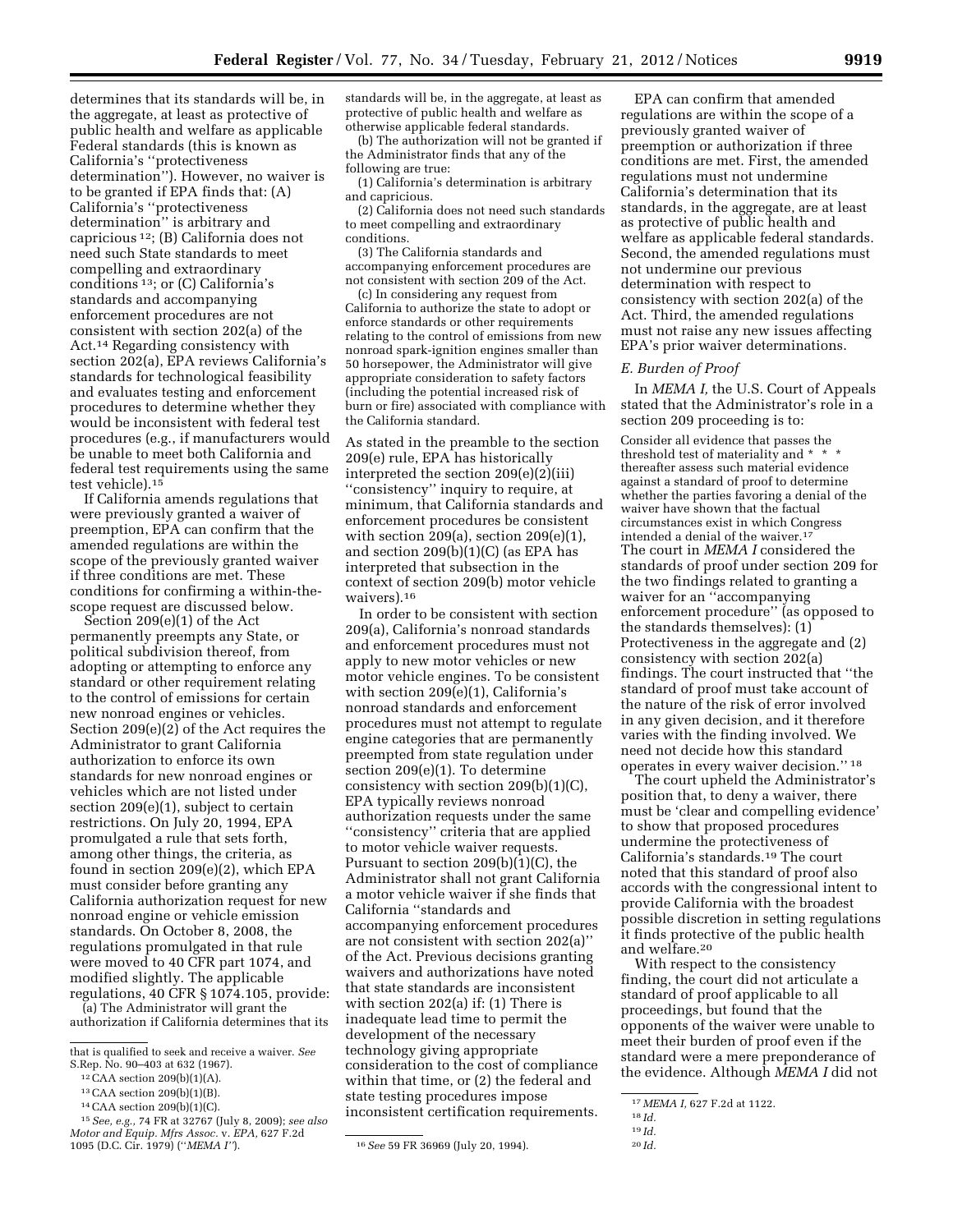determines that its standards will be, in the aggregate, at least as protective of public health and welfare as applicable Federal standards (this is known as California's "protectiveness determination"). However, no waiver is to be granted if EPA finds that: (A) California's "protectiveness determination" is arbitrary and capricious [12]; (B) California does not need such State standards to meet compelling and extraordinary conditions [13]; or (C) California's standards and accompanying enforcement procedures are not consistent with section 202(a) of the Act.[14] Regarding consistency with section 202(a), EPA reviews California's standards for technological feasibility and evaluates testing and enforcement procedures to determine whether they would be inconsistent with federal test procedures (e.g., if manufacturers would be unable to meet both California and federal test requirements using the same test vehicle).[15]

If California amends regulations that were previously granted a waiver of preemption, EPA can confirm that the amended regulations are within the scope of the previously granted waiver if three conditions are met. These conditions for confirming a within-the-scope request are discussed below.

Section 209(e)(1) of the Act permanently preempts any State, or political subdivision thereof, from adopting or attempting to enforce any standard or other requirement relating to the control of emissions for certain new nonroad engines or vehicles. Section 209(e)(2) of the Act requires the Administrator to grant California authorization to enforce its own standards for new nonroad engines or vehicles which are not listed under section 209(e)(1), subject to certain restrictions. On July 20, 1994, EPA promulgated a rule that sets forth, among other things, the criteria, as found in section 209(e)(2), which EPA must consider before granting any California authorization request for new nonroad engine or vehicle emission standards. On October 8, 2008, the regulations promulgated in that rule were moved to 40 CFR part 1074, and modified slightly. The applicable regulations, 40 CFR § 1074.105, provide:

(a) The Administrator will grant the authorization if California determines that its standards will be, in the aggregate, at least as protective of public health and welfare as otherwise applicable federal standards.

(b) The authorization will not be granted if the Administrator finds that any of the following are true:

(1) California's determination is arbitrary and capricious.

(2) California does not need such standards to meet compelling and extraordinary conditions.

(3) The California standards and accompanying enforcement procedures are not consistent with section 209 of the Act.

(c) In considering any request from California to authorize the state to adopt or enforce standards or other requirements relating to the control of emissions from new nonroad spark-ignition engines smaller than 50 horsepower, the Administrator will give appropriate consideration to safety factors (including the potential increased risk of burn or fire) associated with compliance with the California standard.

As stated in the preamble to the section 209(e) rule, EPA has historically interpreted the section 209(e)(2)(iii) "consistency" inquiry to require, at minimum, that California standards and enforcement procedures be consistent with section 209(a), section 209(e)(1), and section 209(b)(1)(C) (as EPA has interpreted that subsection in the context of section 209(b) motor vehicle waivers).[16]

In order to be consistent with section 209(a), California's nonroad standards and enforcement procedures must not apply to new motor vehicles or new motor vehicle engines. To be consistent with section 209(e)(1), California's nonroad standards and enforcement procedures must not attempt to regulate engine categories that are permanently preempted from state regulation under section 209(e)(1). To determine consistency with section 209(b)(1)(C), EPA typically reviews nonroad authorization requests under the same "consistency" criteria that are applied to motor vehicle waiver requests. Pursuant to section 209(b)(1)(C), the Administrator shall not grant California a motor vehicle waiver if she finds that California "standards and accompanying enforcement procedures are not consistent with section 202(a)" of the Act. Previous decisions granting waivers and authorizations have noted that state standards are inconsistent with section 202(a) if: (1) There is inadequate lead time to permit the development of the necessary technology giving appropriate consideration to the cost of compliance within that time, or (2) the federal and state testing procedures impose inconsistent certification requirements.

EPA can confirm that amended regulations are within the scope of a previously granted waiver of preemption or authorization if three conditions are met. First, the amended regulations must not undermine California's determination that its standards, in the aggregate, are at least as protective of public health and welfare as applicable federal standards. Second, the amended regulations must not undermine our previous determination with respect to consistency with section 202(a) of the Act. Third, the amended regulations must not raise any new issues affecting EPA's prior waiver determinations.

### E. Burden of Proof

In *MEMA I,* the U.S. Court of Appeals stated that the Administrator's role in a section 209 proceeding is to:

Consider all evidence that passes the threshold test of materiality and * * * thereafter assess such material evidence against a standard of proof to determine whether the parties favoring a denial of the waiver have shown that the factual circumstances exist in which Congress intended a denial of the waiver.[17]

The court in *MEMA I* considered the standards of proof under section 209 for the two findings related to granting a waiver for an "accompanying enforcement procedure" (as opposed to the standards themselves): (1) Protectiveness in the aggregate and (2) consistency with section 202(a) findings. The court instructed that "the standard of proof must take account of the nature of the risk of error involved in any given decision, and it therefore varies with the finding involved. We need not decide how this standard operates in every waiver decision."[18]

The court upheld the Administrator's position that, to deny a waiver, there must be 'clear and compelling evidence' to show that proposed procedures undermine the protectiveness of California's standards.[19] The court noted that this standard of proof also accords with the congressional intent to provide California with the broadest possible discretion in setting regulations it finds protective of the public health and welfare.[20]

With respect to the consistency finding, the court did not articulate a standard of proof applicable to all proceedings, but found that the opponents of the waiver were unable to meet their burden of proof even if the standard were a mere preponderance of the evidence. Although *MEMA I* did not

---

that is qualified to seek and receive a waiver. *See* S.Rep. No. 90–403 at 632 (1967).

[12] CAA section 209(b)(1)(A).

[13] CAA section 209(b)(1)(B).

[14] CAA section 209(b)(1)(C).

[15] *See, e.g.,* 74 FR at 32767 (July 8, 2009); *see also Motor and Equip. Mfrs Assoc.* v. *EPA,* 627 F.2d 1095 (D.C. Cir. 1979) ("*MEMA I*").

[16] *See* 59 FR 36969 (July 20, 1994).

[17] *MEMA I,* 627 F.2d at 1122.

[18] *Id.*

[19] *Id.*

[20] *Id.*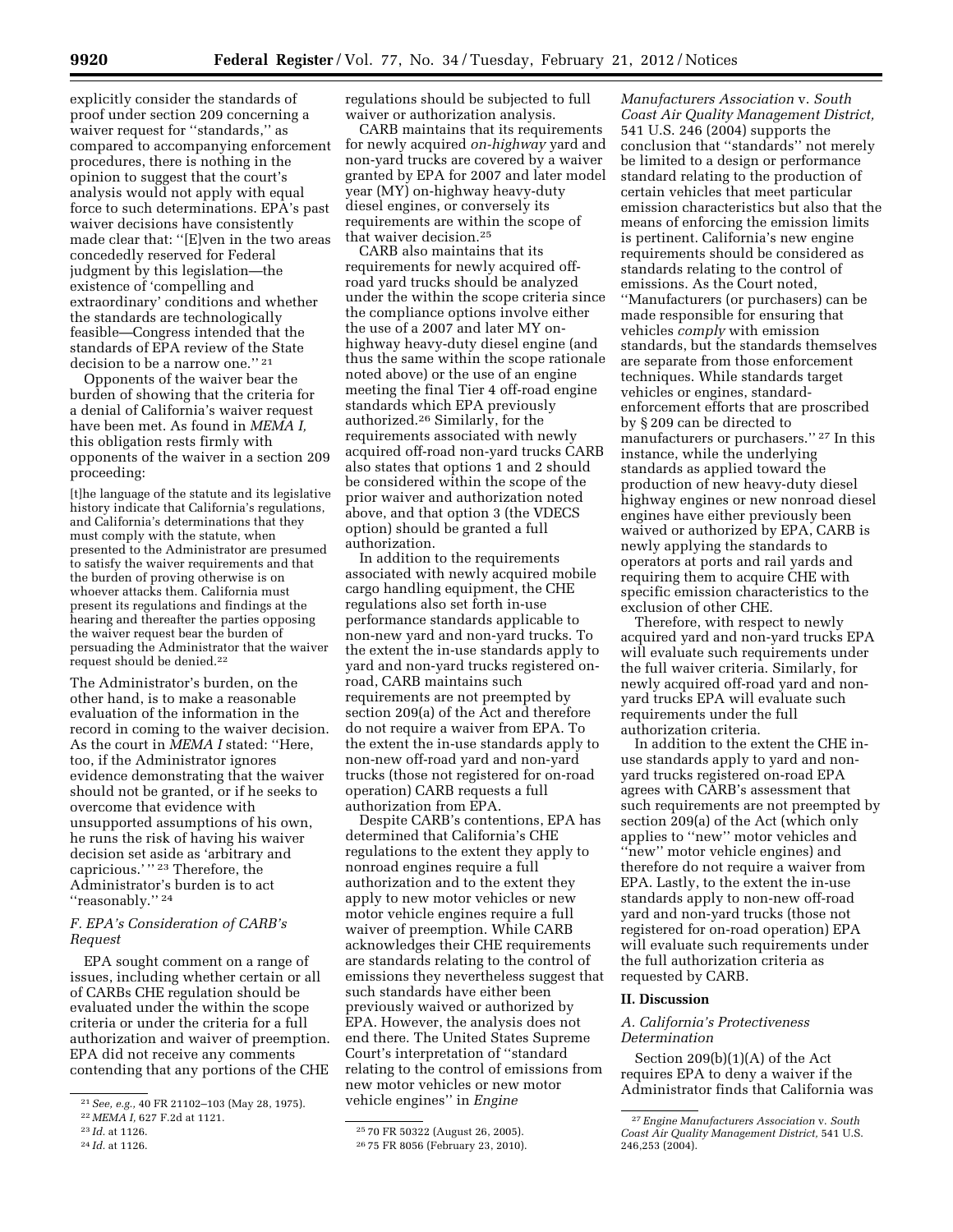explicitly consider the standards of proof under section 209 concerning a waiver request for ''standards,'' as compared to accompanying enforcement procedures, there is nothing in the opinion to suggest that the court's analysis would not apply with equal force to such determinations. EPA's past waiver decisions have consistently made clear that: ''[E]ven in the two areas concededly reserved for Federal judgment by this legislation—the existence of 'compelling and extraordinary' conditions and whether the standards are technologically feasible—Congress intended that the standards of EPA review of the State decision to be a narrow one.'' [21]

Opponents of the waiver bear the burden of showing that the criteria for a denial of California's waiver request have been met. As found in *MEMA I,* this obligation rests firmly with opponents of the waiver in a section 209 proceeding:

> [t]he language of the statute and its legislative history indicate that California's regulations, and California's determinations that they must comply with the statute, when presented to the Administrator are presumed to satisfy the waiver requirements and that the burden of proving otherwise is on whoever attacks them. California must present its regulations and findings at the hearing and thereafter the parties opposing the waiver request bear the burden of persuading the Administrator that the waiver request should be denied.[22]

The Administrator's burden, on the other hand, is to make a reasonable evaluation of the information in the record in coming to the waiver decision. As the court in *MEMA I* stated: ''Here, too, if the Administrator ignores evidence demonstrating that the waiver should not be granted, or if he seeks to overcome that evidence with unsupported assumptions of his own, he runs the risk of having his waiver decision set aside as 'arbitrary and capricious.' '' [23] Therefore, the Administrator's burden is to act ''reasonably.'' [24]

### *F. EPA's Consideration of CARB's Request*

EPA sought comment on a range of issues, including whether certain or all of CARBs CHE regulation should be evaluated under the within the scope criteria or under the criteria for a full authorization and waiver of preemption. EPA did not receive any comments contending that any portions of the CHE regulations should be subjected to full waiver or authorization analysis.

CARB maintains that its requirements for newly acquired *on-highway* yard and non-yard trucks are covered by a waiver granted by EPA for 2007 and later model year (MY) on-highway heavy-duty diesel engines, or conversely its requirements are within the scope of that waiver decision.[25]

CARB also maintains that its requirements for newly acquired off-road yard trucks should be analyzed under the within the scope criteria since the compliance options involve either the use of a 2007 and later MY on-highway heavy-duty diesel engine (and thus the same within the scope rationale noted above) or the use of an engine meeting the final Tier 4 off-road engine standards which EPA previously authorized.[26] Similarly, for the requirements associated with newly acquired off-road non-yard trucks CARB also states that options 1 and 2 should be considered within the scope of the prior waiver and authorization noted above, and that option 3 (the VDECS option) should be granted a full authorization.

In addition to the requirements associated with newly acquired mobile cargo handling equipment, the CHE regulations also set forth in-use performance standards applicable to non-new yard and non-yard trucks. To the extent the in-use standards apply to yard and non-yard trucks registered on-road, CARB maintains such requirements are not preempted by section 209(a) of the Act and therefore do not require a waiver from EPA. To the extent the in-use standards apply to non-new off-road yard and non-yard trucks (those not registered for on-road operation) CARB requests a full authorization from EPA.

Despite CARB's contentions, EPA has determined that California's CHE regulations to the extent they apply to nonroad engines require a full authorization and to the extent they apply to new motor vehicles or new motor vehicle engines require a full waiver of preemption. While CARB acknowledges their CHE requirements are standards relating to the control of emissions they nevertheless suggest that such standards have either been previously waived or authorized by EPA. However, the analysis does not end there. The United States Supreme Court's interpretation of ''standard relating to the control of emissions from new motor vehicles or new motor vehicle engines'' in *Engine Manufacturers Association* v. *South Coast Air Quality Management District,* 541 U.S. 246 (2004) supports the conclusion that ''standards'' not merely be limited to a design or performance standard relating to the production of certain vehicles that meet particular emission characteristics but also that the means of enforcing the emission limits is pertinent. California's new engine requirements should be considered as standards relating to the control of emissions. As the Court noted, ''Manufacturers (or purchasers) can be made responsible for ensuring that vehicles *comply* with emission standards, but the standards themselves are separate from those enforcement techniques. While standards target vehicles or engines, standard-enforcement efforts that are proscribed by § 209 can be directed to manufacturers or purchasers.'' [27] In this instance, while the underlying standards as applied toward the production of new heavy-duty diesel highway engines or new nonroad diesel engines have either previously been waived or authorized by EPA, CARB is newly applying the standards to operators at ports and rail yards and requiring them to acquire CHE with specific emission characteristics to the exclusion of other CHE.

Therefore, with respect to newly acquired yard and non-yard trucks EPA will evaluate such requirements under the full waiver criteria. Similarly, for newly acquired off-road yard and non-yard trucks EPA will evaluate such requirements under the full authorization criteria.

In addition to the extent the CHE in-use standards apply to yard and non-yard trucks registered on-road EPA agrees with CARB's assessment that such requirements are not preempted by section 209(a) of the Act (which only applies to ''new'' motor vehicles and ''new'' motor vehicle engines) and therefore do not require a waiver from EPA. Lastly, to the extent the in-use standards apply to non-new off-road yard and non-yard trucks (those not registered for on-road operation) EPA will evaluate such requirements under the full authorization criteria as requested by CARB.

## II. Discussion

### *A. California's Protectiveness Determination*

Section 209(b)(1)(A) of the Act requires EPA to deny a waiver if the Administrator finds that California was

---

[21] *See, e.g.,* 40 FR 21102–103 (May 28, 1975).

[22] *MEMA I,* 627 F.2d at 1121.

[23] *Id.* at 1126.

[24] *Id.* at 1126.

[25] 70 FR 50322 (August 26, 2005).

[26] 75 FR 8056 (February 23, 2010).

[27] *Engine Manufacturers Association* v. *South Coast Air Quality Management District,* 541 U.S. 246,253 (2004).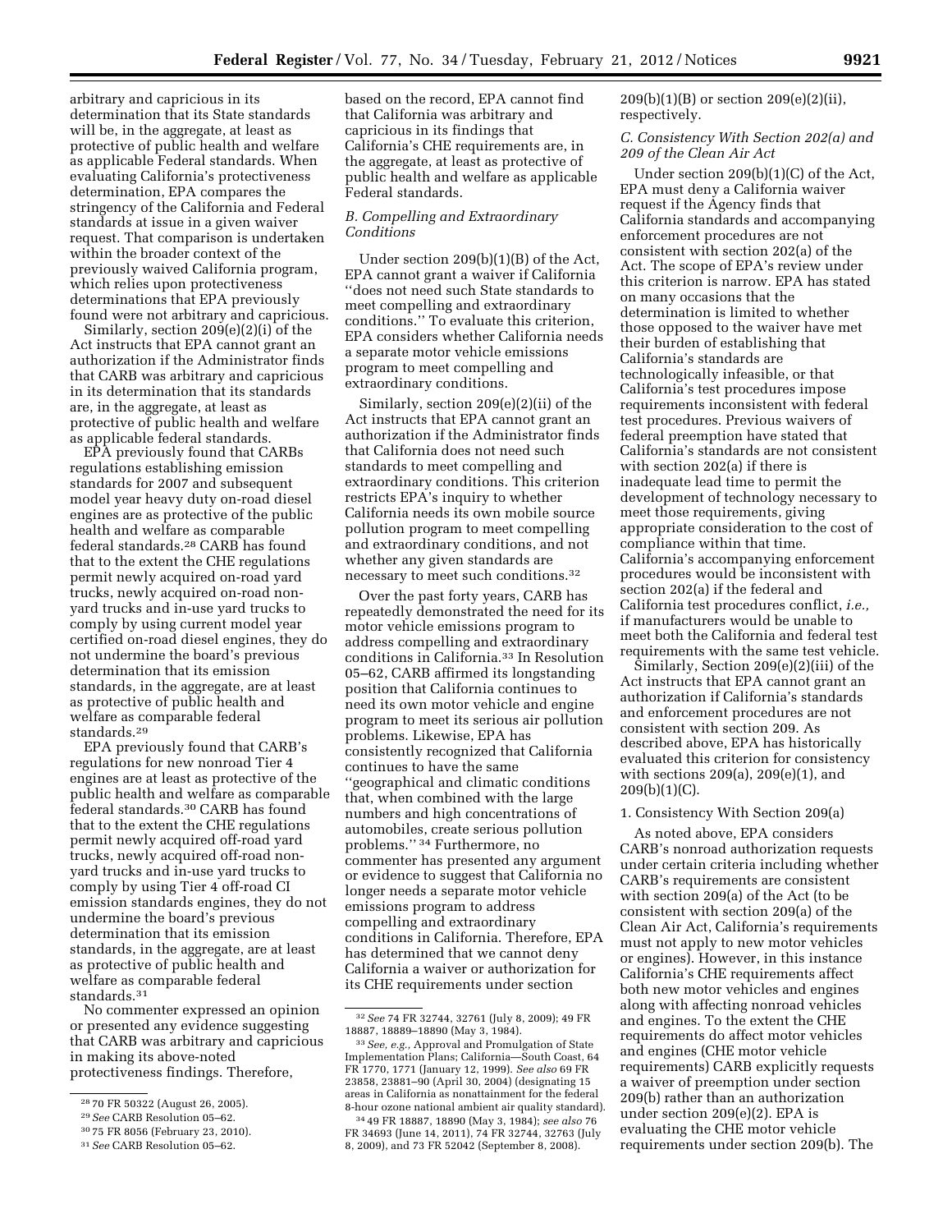arbitrary and capricious in its determination that its State standards will be, in the aggregate, at least as protective of public health and welfare as applicable Federal standards. When evaluating California's protectiveness determination, EPA compares the stringency of the California and Federal standards at issue in a given waiver request. That comparison is undertaken within the broader context of the previously waived California program, which relies upon protectiveness determinations that EPA previously found were not arbitrary and capricious.

Similarly, section 209(e)(2)(i) of the Act instructs that EPA cannot grant an authorization if the Administrator finds that CARB was arbitrary and capricious in its determination that its standards are, in the aggregate, at least as protective of public health and welfare as applicable federal standards.

EPA previously found that CARBs regulations establishing emission standards for 2007 and subsequent model year heavy duty on-road diesel engines are as protective of the public health and welfare as comparable federal standards.[28] CARB has found that to the extent the CHE regulations permit newly acquired on-road yard trucks, newly acquired on-road non-yard trucks and in-use yard trucks to comply by using current model year certified on-road diesel engines, they do not undermine the board's previous determination that its emission standards, in the aggregate, are at least as protective of public health and welfare as comparable federal standards.[29]

EPA previously found that CARB's regulations for new nonroad Tier 4 engines are at least as protective of the public health and welfare as comparable federal standards.[30] CARB has found that to the extent the CHE regulations permit newly acquired off-road yard trucks, newly acquired off-road non-yard trucks and in-use yard trucks to comply by using Tier 4 off-road CI emission standards engines, they do not undermine the board's previous determination that its emission standards, in the aggregate, are at least as protective of public health and welfare as comparable federal standards.[31]

No commenter expressed an opinion or presented any evidence suggesting that CARB was arbitrary and capricious in making its above-noted protectiveness findings. Therefore, based on the record, EPA cannot find that California was arbitrary and capricious in its findings that California's CHE requirements are, in the aggregate, at least as protective of public health and welfare as applicable Federal standards.

### B. Compelling and Extraordinary Conditions

Under section 209(b)(1)(B) of the Act, EPA cannot grant a waiver if California "does not need such State standards to meet compelling and extraordinary conditions." To evaluate this criterion, EPA considers whether California needs a separate motor vehicle emissions program to meet compelling and extraordinary conditions.

Similarly, section 209(e)(2)(ii) of the Act instructs that EPA cannot grant an authorization if the Administrator finds that California does not need such standards to meet compelling and extraordinary conditions. This criterion restricts EPA's inquiry to whether California needs its own mobile source pollution program to meet compelling and extraordinary conditions, and not whether any given standards are necessary to meet such conditions.[32]

Over the past forty years, CARB has repeatedly demonstrated the need for its motor vehicle emissions program to address compelling and extraordinary conditions in California.[33] In Resolution 05–62, CARB affirmed its longstanding position that California continues to need its own motor vehicle and engine program to meet its serious air pollution problems. Likewise, EPA has consistently recognized that California continues to have the same "geographical and climatic conditions that, when combined with the large numbers and high concentrations of automobiles, create serious pollution problems." [34] Furthermore, no commenter has presented any argument or evidence to suggest that California no longer needs a separate motor vehicle emissions program to address compelling and extraordinary conditions in California. Therefore, EPA has determined that we cannot deny California a waiver or authorization for its CHE requirements under section 209(b)(1)(B) or section 209(e)(2)(ii), respectively.

### C. Consistency With Section 202(a) and 209 of the Clean Air Act

Under section 209(b)(1)(C) of the Act, EPA must deny a California waiver request if the Agency finds that California standards and accompanying enforcement procedures are not consistent with section 202(a) of the Act. The scope of EPA's review under this criterion is narrow. EPA has stated on many occasions that the determination is limited to whether those opposed to the waiver have met their burden of establishing that California's standards are technologically infeasible, or that California's test procedures impose requirements inconsistent with federal test procedures. Previous waivers of federal preemption have stated that California's standards are not consistent with section 202(a) if there is inadequate lead time to permit the development of technology necessary to meet those requirements, giving appropriate consideration to the cost of compliance within that time. California's accompanying enforcement procedures would be inconsistent with section 202(a) if the federal and California test procedures conflict, *i.e.,* if manufacturers would be unable to meet both the California and federal test requirements with the same test vehicle.

Similarly, Section 209(e)(2)(iii) of the Act instructs that EPA cannot grant an authorization if California's standards and enforcement procedures are not consistent with section 209. As described above, EPA has historically evaluated this criterion for consistency with sections 209(a), 209(e)(1), and 209(b)(1)(C).

#### 1. Consistency With Section 209(a)

As noted above, EPA considers CARB's nonroad authorization requests under certain criteria including whether CARB's requirements are consistent with section 209(a) of the Act (to be consistent with section 209(a) of the Clean Air Act, California's requirements must not apply to new motor vehicles or engines). However, in this instance California's CHE requirements affect both new motor vehicles and engines along with affecting nonroad vehicles and engines. To the extent the CHE requirements do affect motor vehicles and engines (CHE motor vehicle requirements) CARB explicitly requests a waiver of preemption under section 209(b) rather than an authorization under section 209(e)(2). EPA is evaluating the CHE motor vehicle requirements under section 209(b). The

---

[28] 70 FR 50322 (August 26, 2005).

[29] *See* CARB Resolution 05–62.

[30] 75 FR 8056 (February 23, 2010).

[31] *See* CARB Resolution 05–62.

[32] *See* 74 FR 32744, 32761 (July 8, 2009); 49 FR 18887, 18889–18890 (May 3, 1984).

[33] *See, e.g.,* Approval and Promulgation of State Implementation Plans; California—South Coast, 64 FR 1770, 1771 (January 12, 1999). *See also* 69 FR 23858, 23881–90 (April 30, 2004) (designating 15 areas in California as nonattainment for the federal 8-hour ozone national ambient air quality standard).

[34] 49 FR 18887, 18890 (May 3, 1984); *see also* 76 FR 34693 (June 14, 2011), 74 FR 32744, 32763 (July 8, 2009), and 73 FR 52042 (September 8, 2008).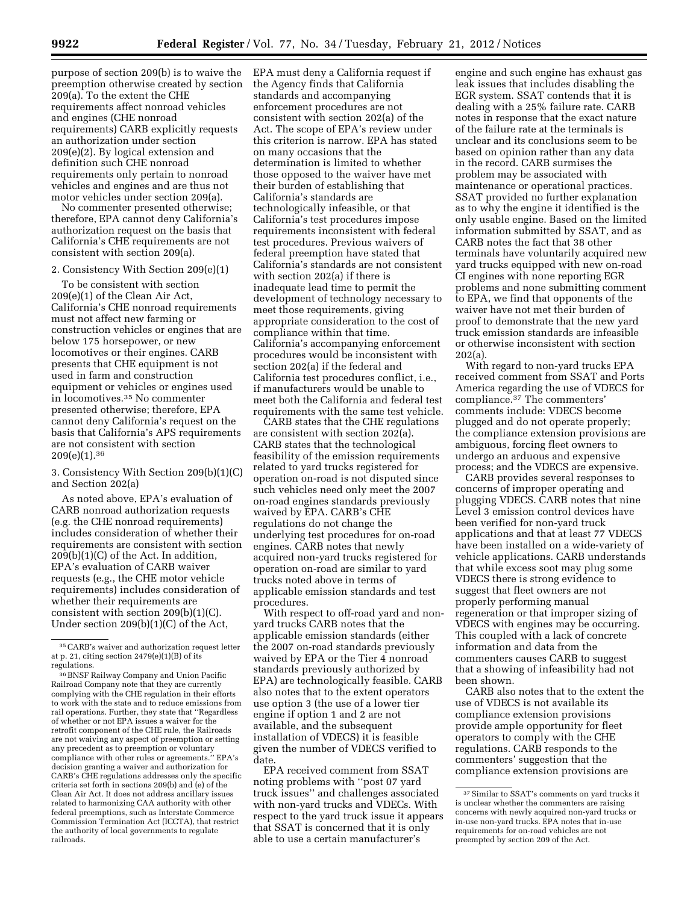purpose of section 209(b) is to waive the preemption otherwise created by section 209(a). To the extent the CHE requirements affect nonroad vehicles and engines (CHE nonroad requirements) CARB explicitly requests an authorization under section 209(e)(2). By logical extension and definition such CHE nonroad requirements only pertain to nonroad vehicles and engines and are thus not motor vehicles under section 209(a).

No commenter presented otherwise; therefore, EPA cannot deny California's authorization request on the basis that California's CHE requirements are not consistent with section 209(a).

2. Consistency With Section 209(e)(1)

To be consistent with section 209(e)(1) of the Clean Air Act, California's CHE nonroad requirements must not affect new farming or construction vehicles or engines that are below 175 horsepower, or new locomotives or their engines. CARB presents that CHE equipment is not used in farm and construction equipment or vehicles or engines used in locomotives.[35] No commenter presented otherwise; therefore, EPA cannot deny California's request on the basis that California's APS requirements are not consistent with section 209(e)(1).[36]

3. Consistency With Section 209(b)(1)(C) and Section 202(a)

As noted above, EPA's evaluation of CARB nonroad authorization requests (e.g. the CHE nonroad requirements) includes consideration of whether their requirements are consistent with section 209(b)(1)(C) of the Act. In addition, EPA's evaluation of CARB waiver requests (e.g., the CHE motor vehicle requirements) includes consideration of whether their requirements are consistent with section 209(b)(1)(C). Under section 209(b)(1)(C) of the Act, EPA must deny a California request if the Agency finds that California standards and accompanying enforcement procedures are not consistent with section 202(a) of the Act. The scope of EPA's review under this criterion is narrow. EPA has stated on many occasions that the determination is limited to whether those opposed to the waiver have met their burden of establishing that California's standards are technologically infeasible, or that California's test procedures impose requirements inconsistent with federal test procedures. Previous waivers of federal preemption have stated that California's standards are not consistent with section 202(a) if there is inadequate lead time to permit the development of technology necessary to meet those requirements, giving appropriate consideration to the cost of compliance within that time. California's accompanying enforcement procedures would be inconsistent with section 202(a) if the federal and California test procedures conflict, i.e., if manufacturers would be unable to meet both the California and federal test requirements with the same test vehicle.

CARB states that the CHE regulations are consistent with section 202(a). CARB states that the technological feasibility of the emission requirements related to yard trucks registered for operation on-road is not disputed since such vehicles need only meet the 2007 on-road engines standards previously waived by EPA. CARB's CHE regulations do not change the underlying test procedures for on-road engines. CARB notes that newly acquired non-yard trucks registered for operation on-road are similar to yard trucks noted above in terms of applicable emission standards and test procedures.

With respect to off-road yard and non-yard trucks CARB notes that the applicable emission standards (either the 2007 on-road standards previously waived by EPA or the Tier 4 nonroad standards previously authorized by EPA) are technologically feasible. CARB also notes that to the extent operators use option 3 (the use of a lower tier engine if option 1 and 2 are not available, and the subsequent installation of VDECS) it is feasible given the number of VDECS verified to date.

EPA received comment from SSAT noting problems with "post 07 yard truck issues" and challenges associated with non-yard trucks and VDECs. With respect to the yard truck issue it appears that SSAT is concerned that it is only able to use a certain manufacturer's engine and such engine has exhaust gas leak issues that includes disabling the EGR system. SSAT contends that it is dealing with a 25% failure rate. CARB notes in response that the exact nature of the failure rate at the terminals is unclear and its conclusions seem to be based on opinion rather than any data in the record. CARB surmises the problem may be associated with maintenance or operational practices. SSAT provided no further explanation as to why the engine it identified is the only usable engine. Based on the limited information submitted by SSAT, and as CARB notes the fact that 38 other terminals have voluntarily acquired new yard trucks equipped with new on-road CI engines with none reporting EGR problems and none submitting comment to EPA, we find that opponents of the waiver have not met their burden of proof to demonstrate that the new yard truck emission standards are infeasible or otherwise inconsistent with section 202(a).

With regard to non-yard trucks EPA received comment from SSAT and Ports America regarding the use of VDECS for compliance.[37] The commenters' comments include: VDECS become plugged and do not operate properly; the compliance extension provisions are ambiguous, forcing fleet owners to undergo an arduous and expensive process; and the VDECS are expensive.

CARB provides several responses to concerns of improper operating and plugging VDECS. CARB notes that nine Level 3 emission control devices have been verified for non-yard truck applications and that at least 77 VDECS have been installed on a wide-variety of vehicle applications. CARB understands that while excess soot may plug some VDECS there is strong evidence to suggest that fleet owners are not properly performing manual regeneration or that improper sizing of VDECS with engines may be occurring. This coupled with a lack of concrete information and data from the commenters causes CARB to suggest that a showing of infeasibility had not been shown.

CARB also notes that to the extent the use of VDECS is not available its compliance extension provisions provide ample opportunity for fleet operators to comply with the CHE regulations. CARB responds to the commenters' suggestion that the compliance extension provisions are

---

[35] CARB's waiver and authorization request letter at p. 21, citing section 2479(e)(1)(B) of its regulations.

[36] BNSF Railway Company and Union Pacific Railroad Company note that they are currently complying with the CHE regulation in their efforts to work with the state and to reduce emissions from rail operations. Further, they state that "Regardless of whether or not EPA issues a waiver for the retrofit component of the CHE rule, the Railroads are not waiving any aspect of preemption or setting any precedent as to preemption or voluntary compliance with other rules or agreements." EPA's decision granting a waiver and authorization for CARB's CHE regulations addresses only the specific criteria set forth in sections 209(b) and (e) of the Clean Air Act. It does not address ancillary issues related to harmonizing CAA authority with other federal preemptions, such as Interstate Commerce Commission Termination Act (ICCTA), that restrict the authority of local governments to regulate railroads.

[37] Similar to SSAT's comments on yard trucks it is unclear whether the commenters are raising concerns with newly acquired non-yard trucks or in-use non-yard trucks. EPA notes that in-use requirements for on-road vehicles are not preempted by section 209 of the Act.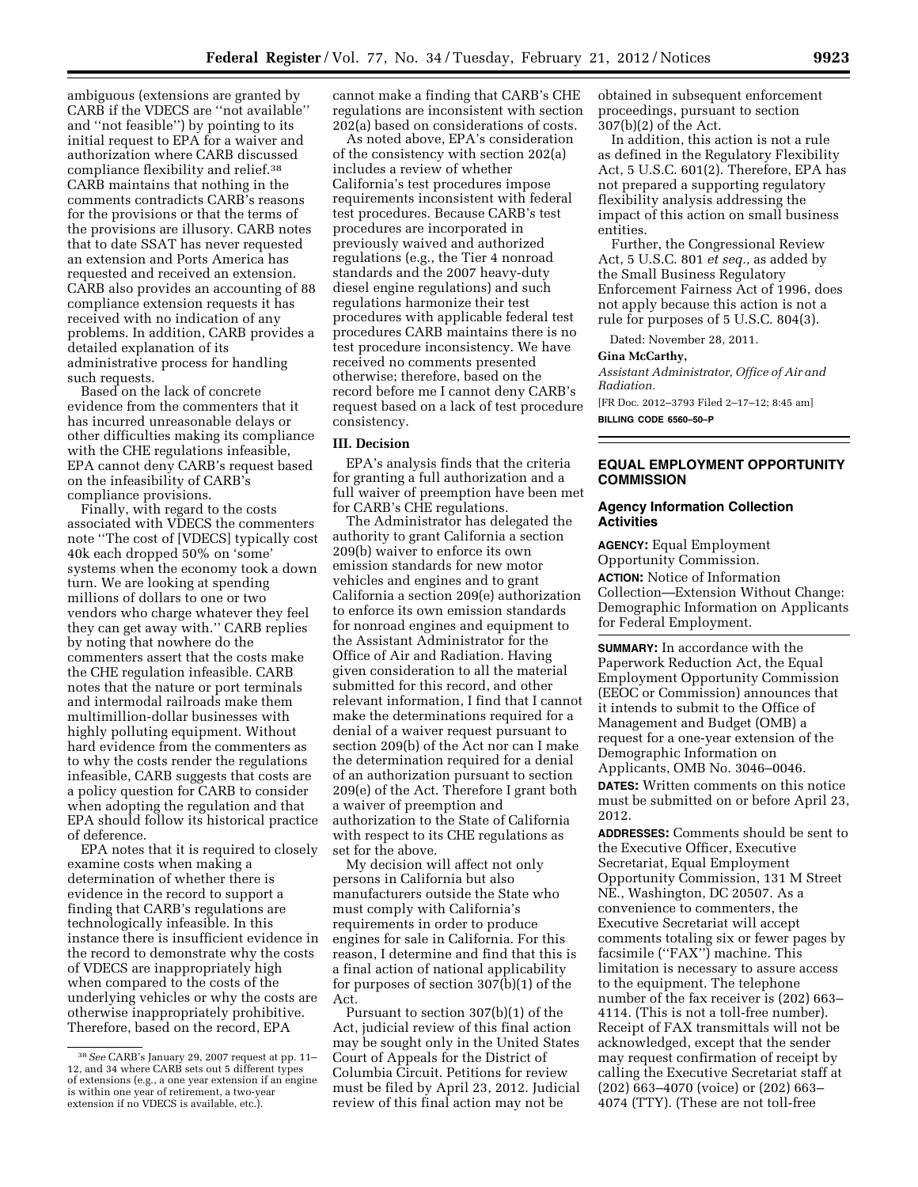ambiguous (extensions are granted by CARB if the VDECS are ''not available'' and ''not feasible'') by pointing to its initial request to EPA for a waiver and authorization where CARB discussed compliance flexibility and relief.[38] CARB maintains that nothing in the comments contradicts CARB's reasons for the provisions or that the terms of the provisions are illusory. CARB notes that to date SSAT has never requested an extension and Ports America has requested and received an extension. CARB also provides an accounting of 88 compliance extension requests it has received with no indication of any problems. In addition, CARB provides a detailed explanation of its administrative process for handling such requests.

Based on the lack of concrete evidence from the commenters that it has incurred unreasonable delays or other difficulties making its compliance with the CHE regulations infeasible, EPA cannot deny CARB's request based on the infeasibility of CARB's compliance provisions.

Finally, with regard to the costs associated with VDECS the commenters note ''The cost of [VDECS] typically cost 40k each dropped 50% on 'some' systems when the economy took a down turn. We are looking at spending millions of dollars to one or two vendors who charge whatever they feel they can get away with.'' CARB replies by noting that nowhere do the commenters assert that the costs make the CHE regulation infeasible. CARB notes that the nature or port terminals and intermodal railroads make them multimillion-dollar businesses with highly polluting equipment. Without hard evidence from the commenters as to why the costs render the regulations infeasible, CARB suggests that costs are a policy question for CARB to consider when adopting the regulation and that EPA should follow its historical practice of deference.

EPA notes that it is required to closely examine costs when making a determination of whether there is evidence in the record to support a finding that CARB's regulations are technologically infeasible. In this instance there is insufficient evidence in the record to demonstrate why the costs of VDECS are inappropriately high when compared to the costs of the underlying vehicles or why the costs are otherwise inappropriately prohibitive. Therefore, based on the record, EPA cannot make a finding that CARB's CHE regulations are inconsistent with section 202(a) based on considerations of costs.

As noted above, EPA's consideration of the consistency with section 202(a) includes a review of whether California's test procedures impose requirements inconsistent with federal test procedures. Because CARB's test procedures are incorporated in previously waived and authorized regulations (e.g., the Tier 4 nonroad standards and the 2007 heavy-duty diesel engine regulations) and such regulations harmonize their test procedures with applicable federal test procedures CARB maintains there is no test procedure inconsistency. We have received no comments presented otherwise; therefore, based on the record before me I cannot deny CARB's request based on a lack of test procedure consistency.

### III. Decision

EPA's analysis finds that the criteria for granting a full authorization and a full waiver of preemption have been met for CARB's CHE regulations.

The Administrator has delegated the authority to grant California a section 209(b) waiver to enforce its own emission standards for new motor vehicles and engines and to grant California a section 209(e) authorization to enforce its own emission standards for nonroad engines and equipment to the Assistant Administrator for the Office of Air and Radiation. Having given consideration to all the material submitted for this record, and other relevant information, I find that I cannot make the determinations required for a denial of a waiver request pursuant to section 209(b) of the Act nor can I make the determination required for a denial of an authorization pursuant to section 209(e) of the Act. Therefore I grant both a waiver of preemption and authorization to the State of California with respect to its CHE regulations as set for the above.

My decision will affect not only persons in California but also manufacturers outside the State who must comply with California's requirements in order to produce engines for sale in California. For this reason, I determine and find that this is a final action of national applicability for purposes of section 307(b)(1) of the Act.

Pursuant to section 307(b)(1) of the Act, judicial review of this final action may be sought only in the United States Court of Appeals for the District of Columbia Circuit. Petitions for review must be filed by April 23, 2012. Judicial review of this final action may not be obtained in subsequent enforcement proceedings, pursuant to section 307(b)(2) of the Act.

In addition, this action is not a rule as defined in the Regulatory Flexibility Act, 5 U.S.C. 601(2). Therefore, EPA has not prepared a supporting regulatory flexibility analysis addressing the impact of this action on small business entities.

Further, the Congressional Review Act, 5 U.S.C. 801 *et seq.,* as added by the Small Business Regulatory Enforcement Fairness Act of 1996, does not apply because this action is not a rule for purposes of 5 U.S.C. 804(3).

Dated: November 28, 2011.

**Gina McCarthy,**

*Assistant Administrator, Office of Air and Radiation.*

[FR Doc. 2012–3793 Filed 2–17–12; 8:45 am]

**BILLING CODE 6560–50–P**

[38] *See* CARB's January 29, 2007 request at pp. 11–12, and 34 where CARB sets out 5 different types of extensions (e.g., a one year extension if an engine is within one year of retirement, a two-year extension if no VDECS is available, etc.).

## EQUAL EMPLOYMENT OPPORTUNITY COMMISSION

### Agency Information Collection Activities

**AGENCY:** Equal Employment Opportunity Commission.

**ACTION:** Notice of Information Collection—Extension Without Change: Demographic Information on Applicants for Federal Employment.

**SUMMARY:** In accordance with the Paperwork Reduction Act, the Equal Employment Opportunity Commission (EEOC or Commission) announces that it intends to submit to the Office of Management and Budget (OMB) a request for a one-year extension of the Demographic Information on Applicants, OMB No. 3046–0046.

**DATES:** Written comments on this notice must be submitted on or before April 23, 2012.

**ADDRESSES:** Comments should be sent to the Executive Officer, Executive Secretariat, Equal Employment Opportunity Commission, 131 M Street NE., Washington, DC 20507. As a convenience to commenters, the Executive Secretariat will accept comments totaling six or fewer pages by facsimile (''FAX'') machine. This limitation is necessary to assure access to the equipment. The telephone number of the fax receiver is (202) 663–4114. (This is not a toll-free number). Receipt of FAX transmittals will not be acknowledged, except that the sender may request confirmation of receipt by calling the Executive Secretariat staff at (202) 663–4070 (voice) or (202) 663–4074 (TTY). (These are not toll-free